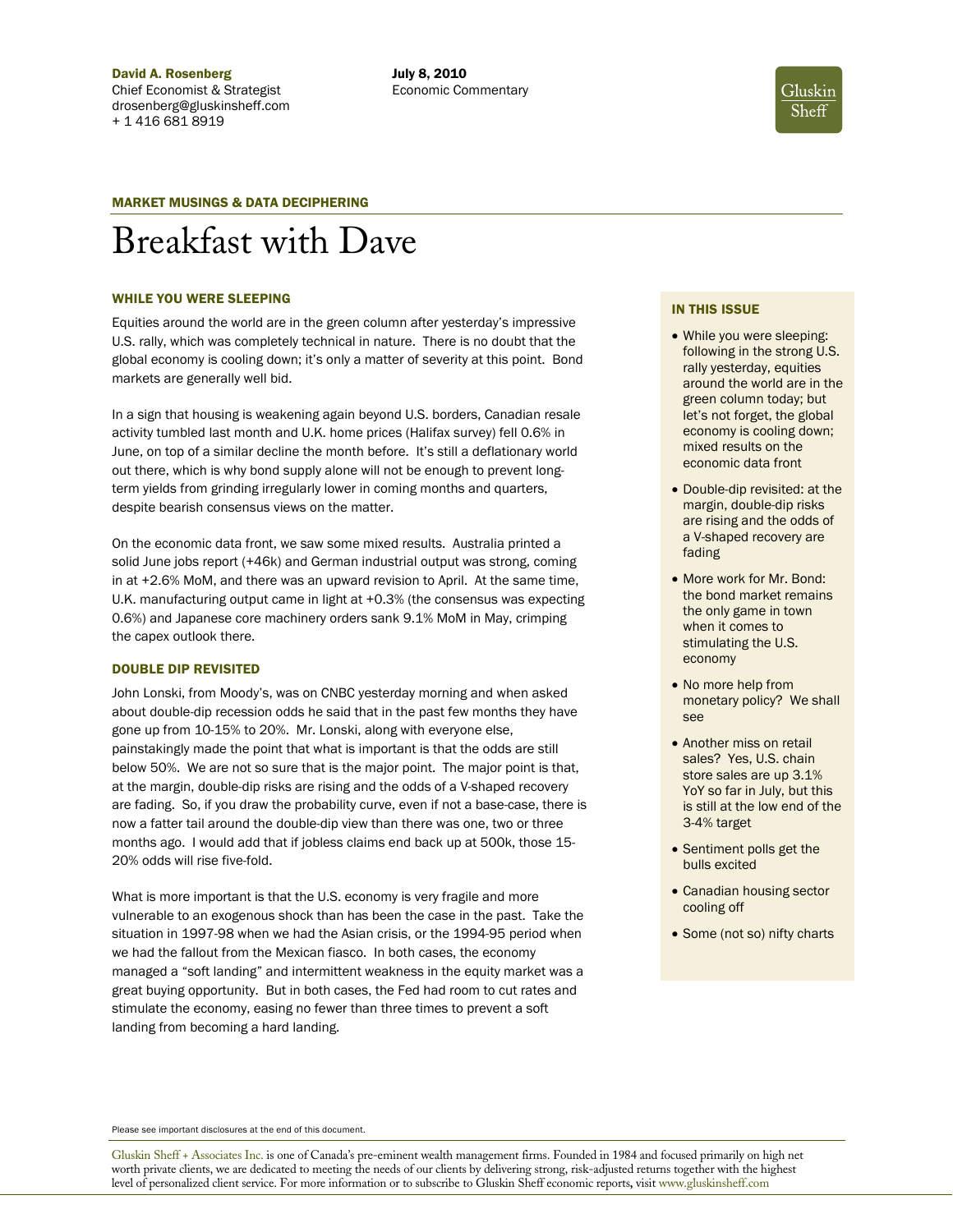David A. Rosenberg
Chief Economist & Strategist
drosenberg@gluskinsheff.com
+ 1 416 681 8919

July 8, 2010
Economic Commentary

MARKET MUSINGS & DATA DECIPHERING

# Breakfast with Dave

## WHILE YOU WERE SLEEPING

Equities around the world are in the green column after yesterday's impressive U.S. rally, which was completely technical in nature. There is no doubt that the global economy is cooling down; it's only a matter of severity at this point. Bond markets are generally well bid.

In a sign that housing is weakening again beyond U.S. borders, Canadian resale activity tumbled last month and U.K. home prices (Halifax survey) fell 0.6% in June, on top of a similar decline the month before. It's still a deflationary world out there, which is why bond supply alone will not be enough to prevent long-term yields from grinding irregularly lower in coming months and quarters, despite bearish consensus views on the matter.

On the economic data front, we saw some mixed results. Australia printed a solid June jobs report (+46k) and German industrial output was strong, coming in at +2.6% MoM, and there was an upward revision to April. At the same time, U.K. manufacturing output came in light at +0.3% (the consensus was expecting 0.6%) and Japanese core machinery orders sank 9.1% MoM in May, crimping the capex outlook there.

## DOUBLE DIP REVISITED

John Lonski, from Moody's, was on CNBC yesterday morning and when asked about double-dip recession odds he said that in the past few months they have gone up from 10-15% to 20%. Mr. Lonski, along with everyone else, painstakingly made the point that what is important is that the odds are still below 50%. We are not so sure that is the major point. The major point is that, at the margin, double-dip risks are rising and the odds of a V-shaped recovery are fading. So, if you draw the probability curve, even if not a base-case, there is now a fatter tail around the double-dip view than there was one, two or three months ago. I would add that if jobless claims end back up at 500k, those 15-20% odds will rise five-fold.

What is more important is that the U.S. economy is very fragile and more vulnerable to an exogenous shock than has been the case in the past. Take the situation in 1997-98 when we had the Asian crisis, or the 1994-95 period when we had the fallout from the Mexican fiasco. In both cases, the economy managed a "soft landing" and intermittent weakness in the equity market was a great buying opportunity. But in both cases, the Fed had room to cut rates and stimulate the economy, easing no fewer than three times to prevent a soft landing from becoming a hard landing.

## IN THIS ISSUE

- While you were sleeping: following in the strong U.S. rally yesterday, equities around the world are in the green column today; but let's not forget, the global economy is cooling down; mixed results on the economic data front
- Double-dip revisited: at the margin, double-dip risks are rising and the odds of a V-shaped recovery are fading
- More work for Mr. Bond: the bond market remains the only game in town when it comes to stimulating the U.S. economy
- No more help from monetary policy? We shall see
- Another miss on retail sales? Yes, U.S. chain store sales are up 3.1% YoY so far in July, but this is still at the low end of the 3-4% target
- Sentiment polls get the bulls excited
- Canadian housing sector cooling off
- Some (not so) nifty charts

Please see important disclosures at the end of this document.

Gluskin Sheff + Associates Inc. is one of Canada's pre-eminent wealth management firms. Founded in 1984 and focused primarily on high net worth private clients, we are dedicated to meeting the needs of our clients by delivering strong, risk-adjusted returns together with the highest level of personalized client service. For more information or to subscribe to Gluskin Sheff economic reports, visit www.gluskinsheff.com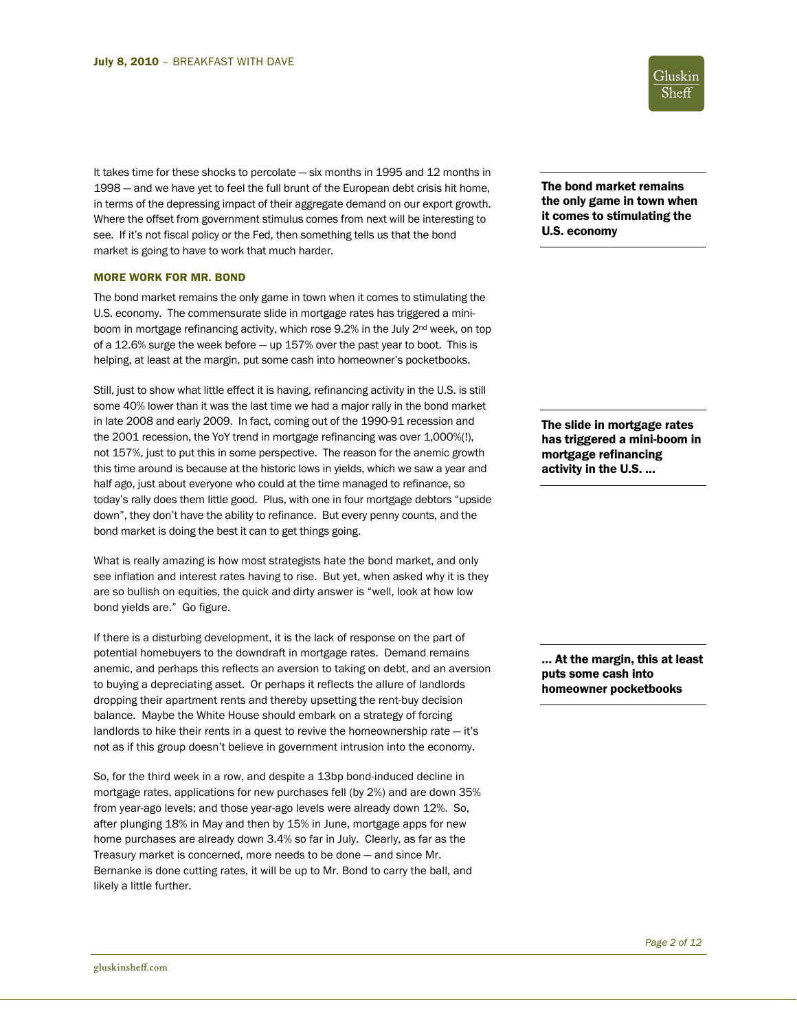It takes time for these shocks to percolate — six months in 1995 and 12 months in 1998 — and we have yet to feel the full brunt of the European debt crisis hit home, in terms of the depressing impact of their aggregate demand on our export growth. Where the offset from government stimulus comes from next will be interesting to see. If it's not fiscal policy or the Fed, then something tells us that the bond market is going to have to work that much harder.

**The bond market remains the only game in town when it comes to stimulating the U.S. economy**

### MORE WORK FOR MR. BOND

The bond market remains the only game in town when it comes to stimulating the U.S. economy. The commensurate slide in mortgage rates has triggered a mini-boom in mortgage refinancing activity, which rose 9.2% in the July 2nd week, on top of a 12.6% surge the week before — up 157% over the past year to boot. This is helping, at least at the margin, put some cash into homeowner's pocketbooks.

**The slide in mortgage rates has triggered a mini-boom in mortgage refinancing activity in the U.S. …**

Still, just to show what little effect it is having, refinancing activity in the U.S. is still some 40% lower than it was the last time we had a major rally in the bond market in late 2008 and early 2009. In fact, coming out of the 1990-91 recession and the 2001 recession, the YoY trend in mortgage refinancing was over 1,000%(!), not 157%, just to put this in some perspective. The reason for the anemic growth this time around is because at the historic lows in yields, which we saw a year and half ago, just about everyone who could at the time managed to refinance, so today's rally does them little good. Plus, with one in four mortgage debtors "upside down", they don't have the ability to refinance. But every penny counts, and the bond market is doing the best it can to get things going.

What is really amazing is how most strategists hate the bond market, and only see inflation and interest rates having to rise. But yet, when asked why it is they are so bullish on equities, the quick and dirty answer is "well, look at how low bond yields are." Go figure.

**… At the margin, this at least puts some cash into homeowner pocketbooks**

If there is a disturbing development, it is the lack of response on the part of potential homebuyers to the downdraft in mortgage rates. Demand remains anemic, and perhaps this reflects an aversion to taking on debt, and an aversion to buying a depreciating asset. Or perhaps it reflects the allure of landlords dropping their apartment rents and thereby upsetting the rent-buy decision balance. Maybe the White House should embark on a strategy of forcing landlords to hike their rents in a quest to revive the homeownership rate — it's not as if this group doesn't believe in government intrusion into the economy.

So, for the third week in a row, and despite a 13bp bond-induced decline in mortgage rates, applications for new purchases fell (by 2%) and are down 35% from year-ago levels; and those year-ago levels were already down 12%. So, after plunging 18% in May and then by 15% in June, mortgage apps for new home purchases are already down 3.4% so far in July. Clearly, as far as the Treasury market is concerned, more needs to be done — and since Mr. Bernanke is done cutting rates, it will be up to Mr. Bond to carry the ball, and likely a little further.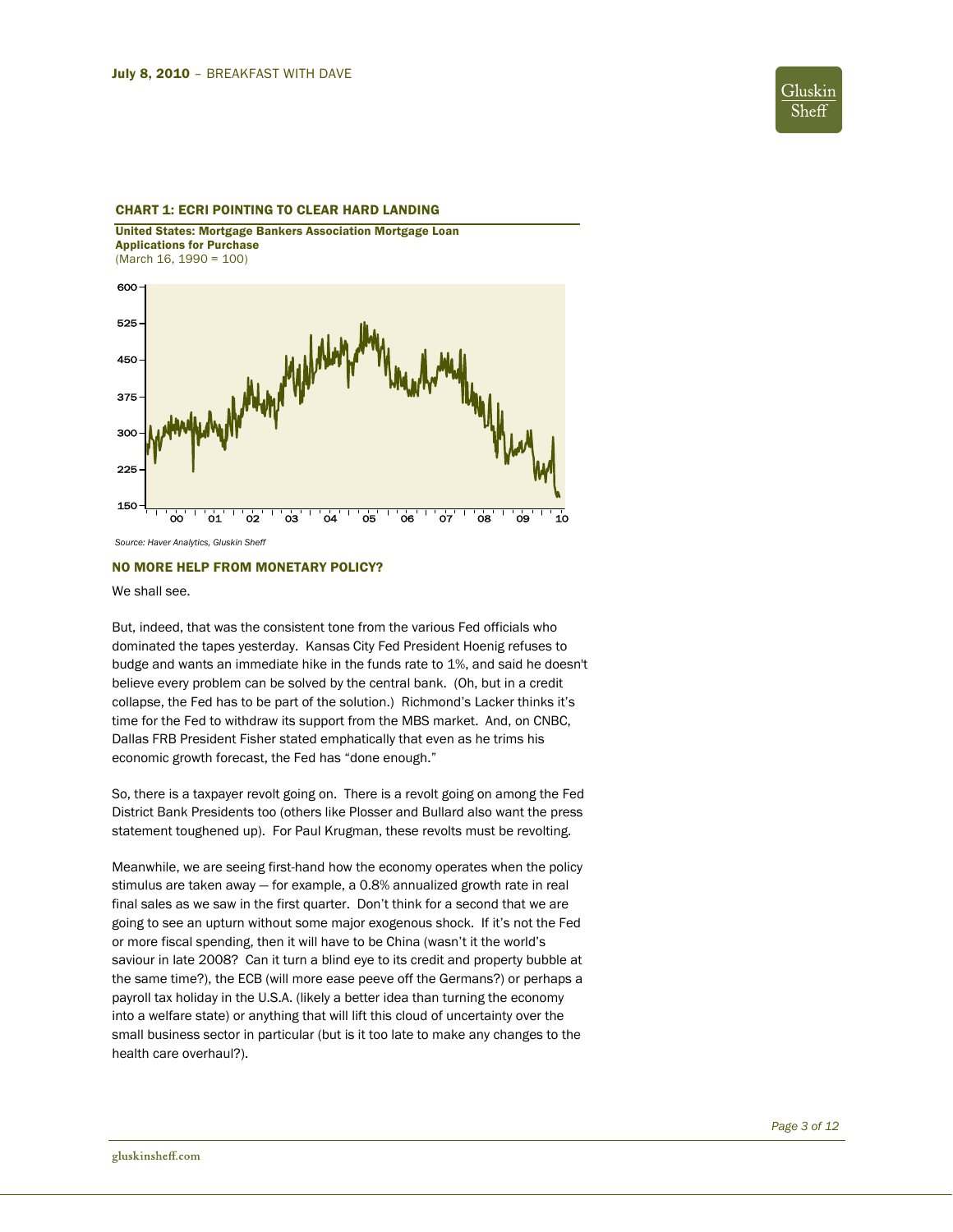### CHART 1: ECRI POINTING TO CLEAR HARD LANDING

**United States: Mortgage Bankers Association Mortgage Loan Applications for Purchase**
(March 16, 1990 = 100)

*Source: Haver Analytics, Gluskin Sheff*

### NO MORE HELP FROM MONETARY POLICY?

We shall see.

But, indeed, that was the consistent tone from the various Fed officials who dominated the tapes yesterday. Kansas City Fed President Hoenig refuses to budge and wants an immediate hike in the funds rate to 1%, and said he doesn't believe every problem can be solved by the central bank. (Oh, but in a credit collapse, the Fed has to be part of the solution.) Richmond's Lacker thinks it's time for the Fed to withdraw its support from the MBS market. And, on CNBC, Dallas FRB President Fisher stated emphatically that even as he trims his economic growth forecast, the Fed has "done enough."

So, there is a taxpayer revolt going on. There is a revolt going on among the Fed District Bank Presidents too (others like Plosser and Bullard also want the press statement toughened up). For Paul Krugman, these revolts must be revolting.

Meanwhile, we are seeing first-hand how the economy operates when the policy stimulus are taken away — for example, a 0.8% annualized growth rate in real final sales as we saw in the first quarter. Don't think for a second that we are going to see an upturn without some major exogenous shock. If it's not the Fed or more fiscal spending, then it will have to be China (wasn't it the world's saviour in late 2008? Can it turn a blind eye to its credit and property bubble at the same time?), the ECB (will more ease peeve off the Germans?) or perhaps a payroll tax holiday in the U.S.A. (likely a better idea than turning the economy into a welfare state) or anything that will lift this cloud of uncertainty over the small business sector in particular (but is it too late to make any changes to the health care overhaul?).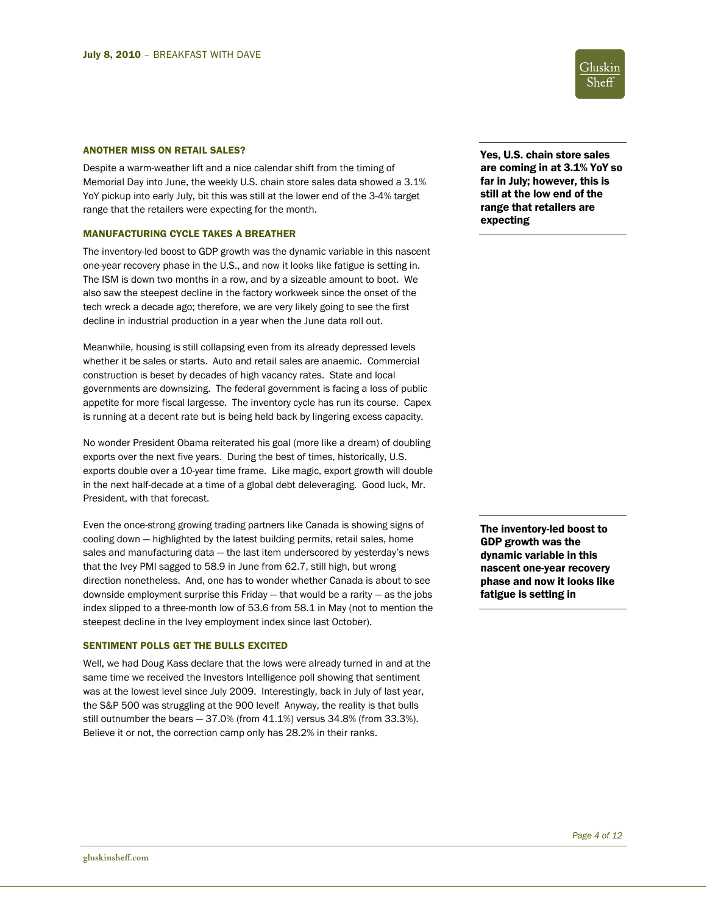## ANOTHER MISS ON RETAIL SALES?

Despite a warm-weather lift and a nice calendar shift from the timing of Memorial Day into June, the weekly U.S. chain store sales data showed a 3.1% YoY pickup into early July, bit this was still at the lower end of the 3-4% target range that the retailers were expecting for the month.

**Yes, U.S. chain store sales are coming in at 3.1% YoY so far in July; however, this is still at the low end of the range that retailers are expecting**

## MANUFACTURING CYCLE TAKES A BREATHER

The inventory-led boost to GDP growth was the dynamic variable in this nascent one-year recovery phase in the U.S., and now it looks like fatigue is setting in. The ISM is down two months in a row, and by a sizeable amount to boot. We also saw the steepest decline in the factory workweek since the onset of the tech wreck a decade ago; therefore, we are very likely going to see the first decline in industrial production in a year when the June data roll out.

Meanwhile, housing is still collapsing even from its already depressed levels whether it be sales or starts. Auto and retail sales are anaemic. Commercial construction is beset by decades of high vacancy rates. State and local governments are downsizing. The federal government is facing a loss of public appetite for more fiscal largesse. The inventory cycle has run its course. Capex is running at a decent rate but is being held back by lingering excess capacity.

No wonder President Obama reiterated his goal (more like a dream) of doubling exports over the next five years. During the best of times, historically, U.S. exports double over a 10-year time frame. Like magic, export growth will double in the next half-decade at a time of a global debt deleveraging. Good luck, Mr. President, with that forecast.

Even the once-strong growing trading partners like Canada is showing signs of cooling down — highlighted by the latest building permits, retail sales, home sales and manufacturing data — the last item underscored by yesterday's news that the Ivey PMI sagged to 58.9 in June from 62.7, still high, but wrong direction nonetheless. And, one has to wonder whether Canada is about to see downside employment surprise this Friday — that would be a rarity — as the jobs index slipped to a three-month low of 53.6 from 58.1 in May (not to mention the steepest decline in the Ivey employment index since last October).

**The inventory-led boost to GDP growth was the dynamic variable in this nascent one-year recovery phase and now it looks like fatigue is setting in**

## SENTIMENT POLLS GET THE BULLS EXCITED

Well, we had Doug Kass declare that the lows were already turned in and at the same time we received the Investors Intelligence poll showing that sentiment was at the lowest level since July 2009. Interestingly, back in July of last year, the S&P 500 was struggling at the 900 level! Anyway, the reality is that bulls still outnumber the bears — 37.0% (from 41.1%) versus 34.8% (from 33.3%). Believe it or not, the correction camp only has 28.2% in their ranks.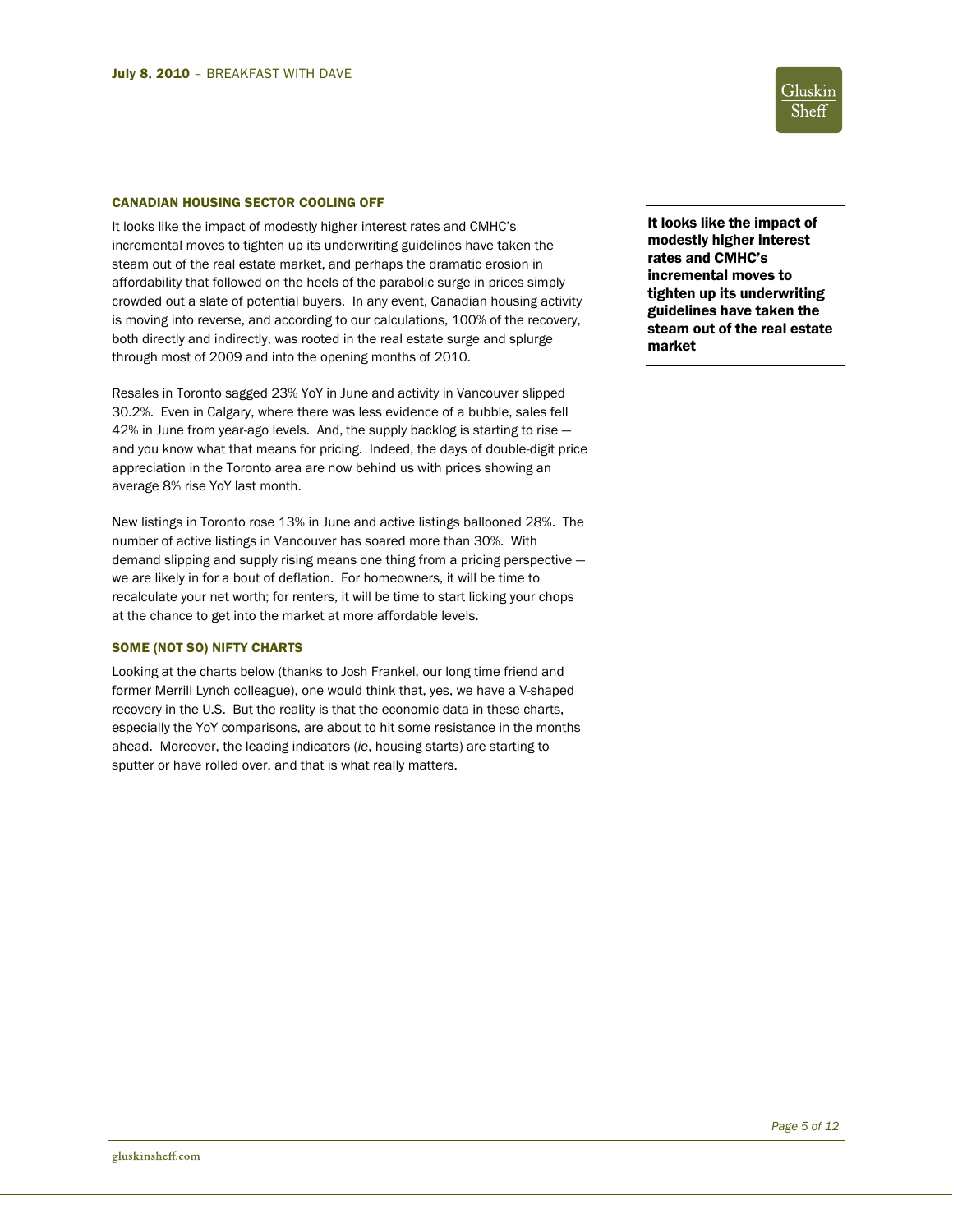## CANADIAN HOUSING SECTOR COOLING OFF

It looks like the impact of modestly higher interest rates and CMHC's incremental moves to tighten up its underwriting guidelines have taken the steam out of the real estate market, and perhaps the dramatic erosion in affordability that followed on the heels of the parabolic surge in prices simply crowded out a slate of potential buyers. In any event, Canadian housing activity is moving into reverse, and according to our calculations, 100% of the recovery, both directly and indirectly, was rooted in the real estate surge and splurge through most of 2009 and into the opening months of 2010.

**It looks like the impact of modestly higher interest rates and CMHC's incremental moves to tighten up its underwriting guidelines have taken the steam out of the real estate market**

Resales in Toronto sagged 23% YoY in June and activity in Vancouver slipped 30.2%. Even in Calgary, where there was less evidence of a bubble, sales fell 42% in June from year-ago levels. And, the supply backlog is starting to rise — and you know what that means for pricing. Indeed, the days of double-digit price appreciation in the Toronto area are now behind us with prices showing an average 8% rise YoY last month.

New listings in Toronto rose 13% in June and active listings ballooned 28%. The number of active listings in Vancouver has soared more than 30%. With demand slipping and supply rising means one thing from a pricing perspective — we are likely in for a bout of deflation. For homeowners, it will be time to recalculate your net worth; for renters, it will be time to start licking your chops at the chance to get into the market at more affordable levels.

## SOME (NOT SO) NIFTY CHARTS

Looking at the charts below (thanks to Josh Frankel, our long time friend and former Merrill Lynch colleague), one would think that, yes, we have a V-shaped recovery in the U.S. But the reality is that the economic data in these charts, especially the YoY comparisons, are about to hit some resistance in the months ahead. Moreover, the leading indicators (*ie*, housing starts) are starting to sputter or have rolled over, and that is what really matters.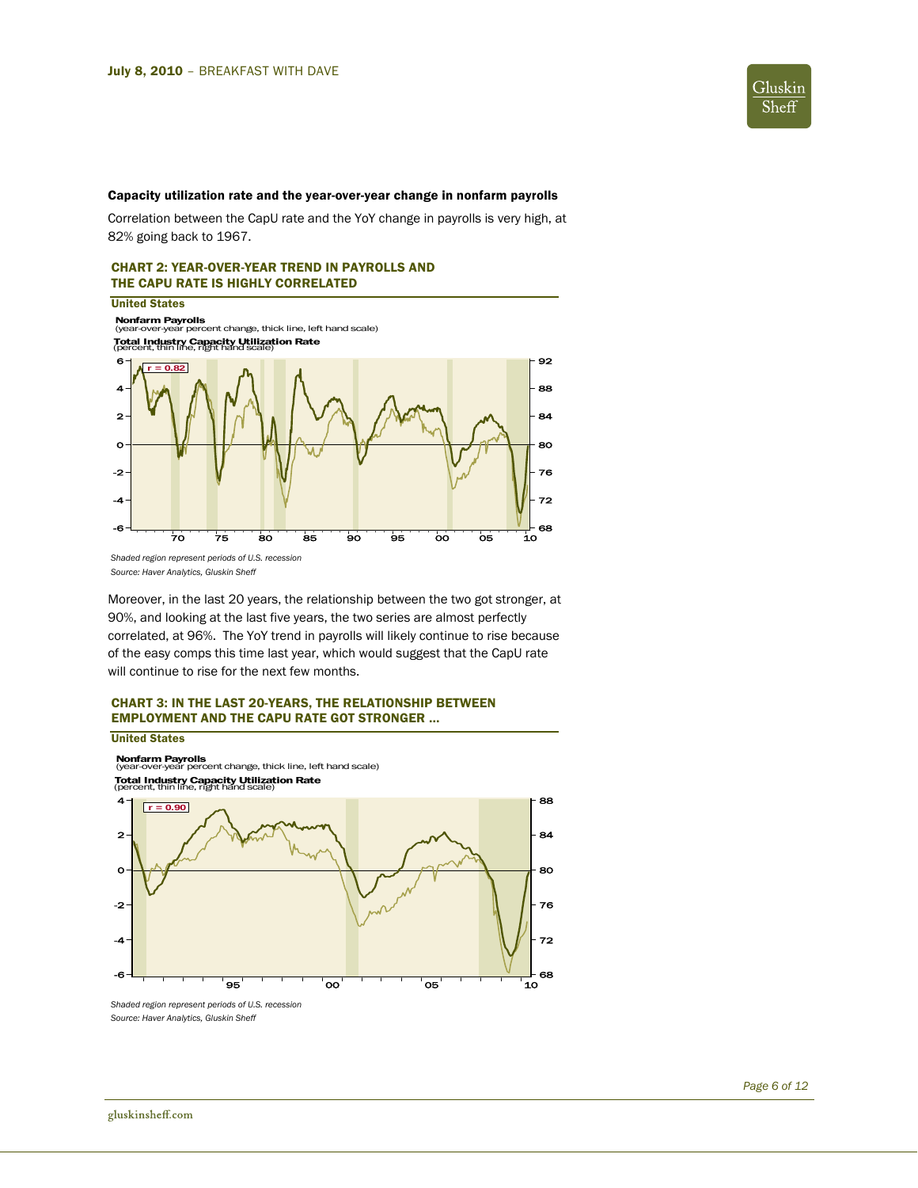### Capacity utilization rate and the year-over-year change in nonfarm payrolls

Correlation between the CapU rate and the YoY change in payrolls is very high, at 82% going back to 1967.

**CHART 2: YEAR-OVER-YEAR TREND IN PAYROLLS AND THE CAPU RATE IS HIGHLY CORRELATED**

United States

Nonfarm Payrolls (year-over-year percent change, thick line, left hand scale)

Total Industry Capacity Utilization Rate (percent, thin line, right hand scale)

r = 0.82

*Shaded region represent periods of U.S. recession*

*Source: Haver Analytics, Gluskin Sheff*

Moreover, in the last 20 years, the relationship between the two got stronger, at 90%, and looking at the last five years, the two series are almost perfectly correlated, at 96%. The YoY trend in payrolls will likely continue to rise because of the easy comps this time last year, which would suggest that the CapU rate will continue to rise for the next few months.

**CHART 3: IN THE LAST 20-YEARS, THE RELATIONSHIP BETWEEN EMPLOYMENT AND THE CAPU RATE GOT STRONGER …**

United States

Nonfarm Payrolls (year-over-year percent change, thick line, left hand scale)

Total Industry Capacity Utilization Rate (percent, thin line, right hand scale)

r = 0.90

*Shaded region represent periods of U.S. recession*

*Source: Haver Analytics, Gluskin Sheff*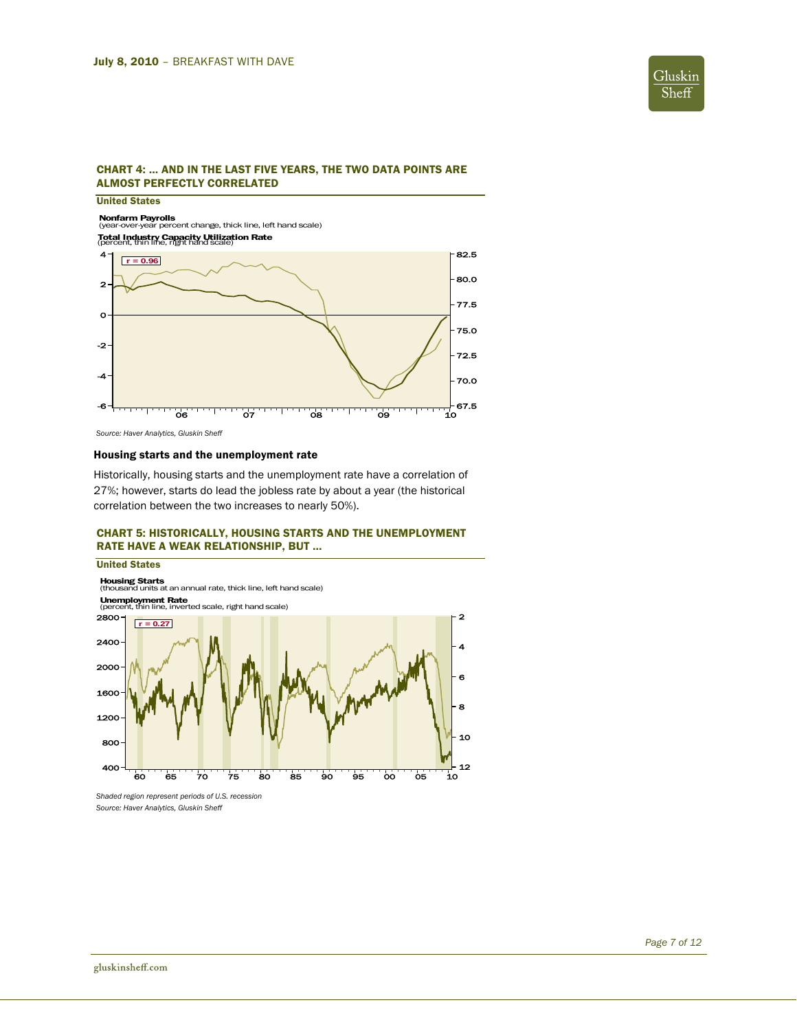### CHART 4: … AND IN THE LAST FIVE YEARS, THE TWO DATA POINTS ARE ALMOST PERFECTLY CORRELATED

United States

**Nonfarm Payrolls**
(year-over-year percent change, thick line, left hand scale)

**Total Industry Capacity Utilization Rate**
(percent, thin line, right hand scale)

r = 0.96

*Source: Haver Analytics, Gluskin Sheff*

### Housing starts and the unemployment rate

Historically, housing starts and the unemployment rate have a correlation of 27%; however, starts do lead the jobless rate by about a year (the historical correlation between the two increases to nearly 50%).

### CHART 5: HISTORICALLY, HOUSING STARTS AND THE UNEMPLOYMENT RATE HAVE A WEAK RELATIONSHIP, BUT …

United States

**Housing Starts**
(thousand units at an annual rate, thick line, left hand scale)

**Unemployment Rate**
(percent, thin line, inverted scale, right hand scale)

r = 0.27

*Shaded region represent periods of U.S. recession*

*Source: Haver Analytics, Gluskin Sheff*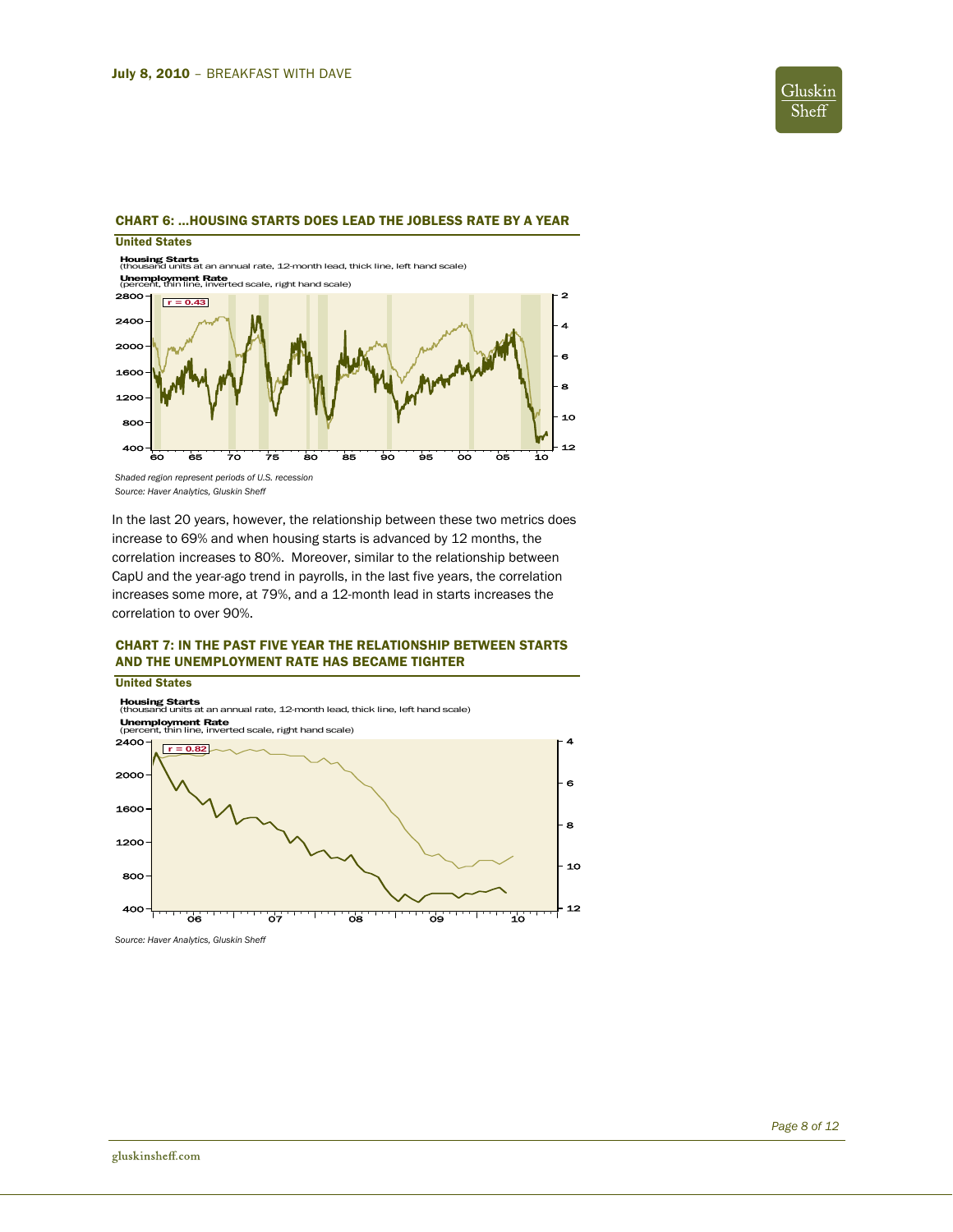### CHART 6: …HOUSING STARTS DOES LEAD THE JOBLESS RATE BY A YEAR

**United States**

**Housing Starts** (thousand units at an annual rate, 12-month lead, thick line, left hand scale)

**Unemployment Rate** (percent, thin line, inverted scale, right hand scale)

r = 0.43

*Shaded region represent periods of U.S. recession*

*Source: Haver Analytics, Gluskin Sheff*

In the last 20 years, however, the relationship between these two metrics does increase to 69% and when housing starts is advanced by 12 months, the correlation increases to 80%. Moreover, similar to the relationship between CapU and the year-ago trend in payrolls, in the last five years, the correlation increases some more, at 79%, and a 12-month lead in starts increases the correlation to over 90%.

### CHART 7: IN THE PAST FIVE YEAR THE RELATIONSHIP BETWEEN STARTS AND THE UNEMPLOYMENT RATE HAS BECAME TIGHTER

**United States**

**Housing Starts** (thousand units at an annual rate, 12-month lead, thick line, left hand scale)

**Unemployment Rate** (percent, thin line, inverted scale, right hand scale)

r = 0.82

*Source: Haver Analytics, Gluskin Sheff*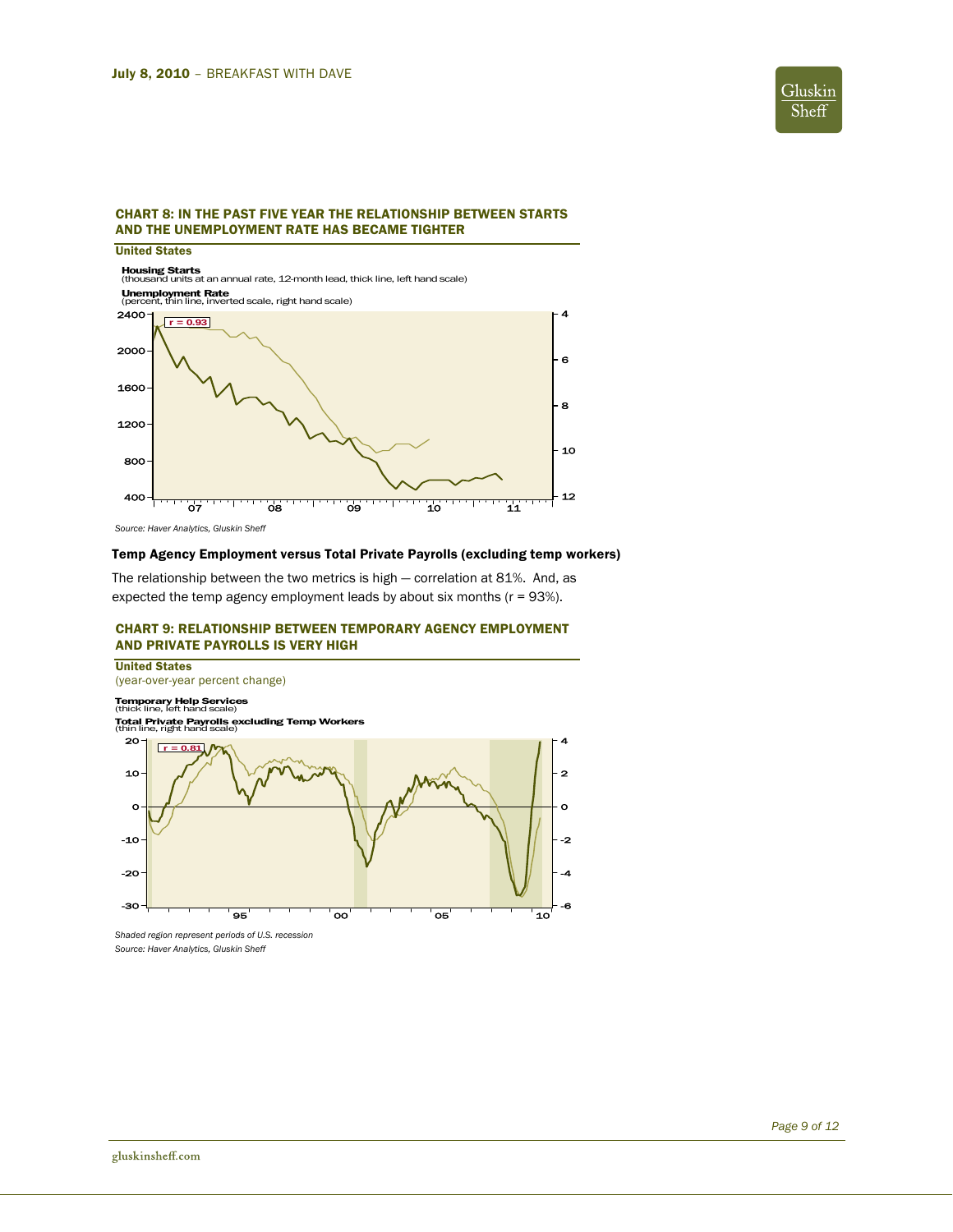### CHART 8: IN THE PAST FIVE YEAR THE RELATIONSHIP BETWEEN STARTS AND THE UNEMPLOYMENT RATE HAS BECAME TIGHTER

**United States**

**Housing Starts**
(thousand units at an annual rate, 12-month lead, thick line, left hand scale)

**Unemployment Rate**
(percent, thin line, inverted scale, right hand scale)

r = 0.93

*Source: Haver Analytics, Gluskin Sheff*

#### Temp Agency Employment versus Total Private Payrolls (excluding temp workers)

The relationship between the two metrics is high — correlation at 81%. And, as expected the temp agency employment leads by about six months (r = 93%).

### CHART 9: RELATIONSHIP BETWEEN TEMPORARY AGENCY EMPLOYMENT AND PRIVATE PAYROLLS IS VERY HIGH

**United States**
(year-over-year percent change)

**Temporary Help Services**
(thick line, left hand scale)

**Total Private Payrolls excluding Temp Workers**
(thin line, right hand scale)

r = 0.81

*Shaded region represent periods of U.S. recession*

*Source: Haver Analytics, Gluskin Sheff*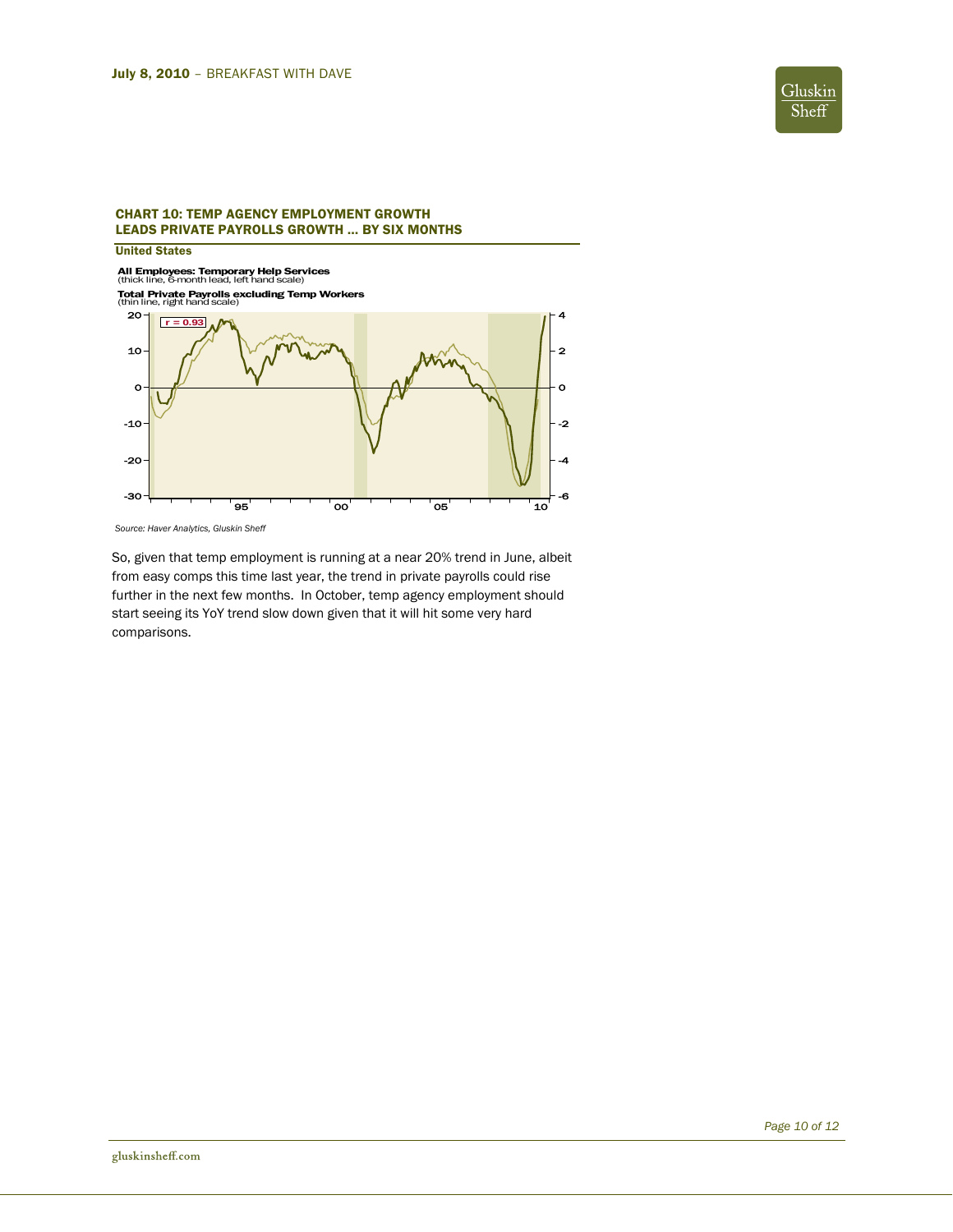## CHART 10: TEMP AGENCY EMPLOYMENT GROWTH LEADS PRIVATE PAYROLLS GROWTH … BY SIX MONTHS

**United States**

**All Employees: Temporary Help Services**
(thick line, 6-month lead, left hand scale)

**Total Private Payrolls excluding Temp Workers**
(thin line, right hand scale)

r = 0.93

*Source: Haver Analytics, Gluskin Sheff*

So, given that temp employment is running at a near 20% trend in June, albeit from easy comps this time last year, the trend in private payrolls could rise further in the next few months. In October, temp agency employment should start seeing its YoY trend slow down given that it will hit some very hard comparisons.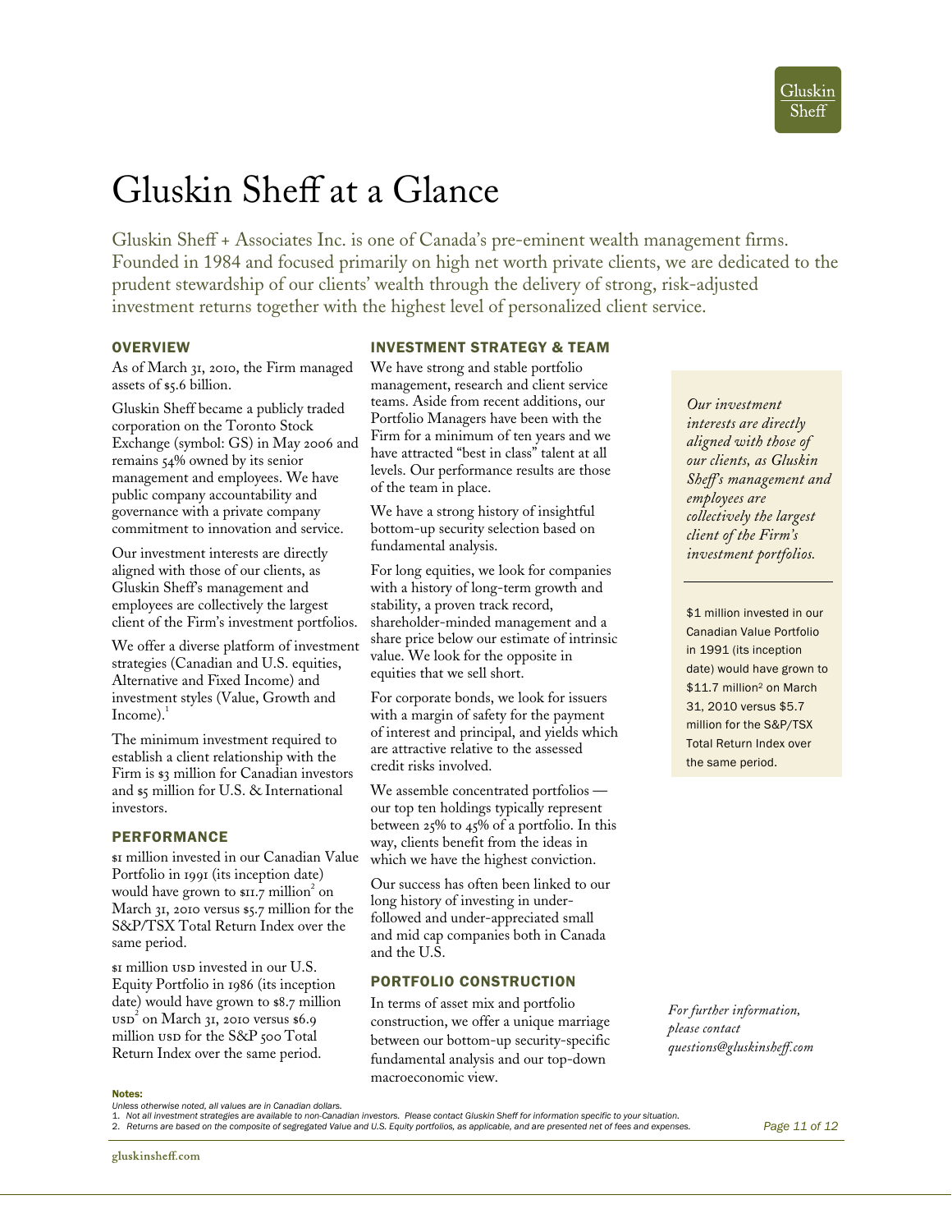# Gluskin Sheff at a Glance

Gluskin Sheff + Associates Inc. is one of Canada's pre-eminent wealth management firms. Founded in 1984 and focused primarily on high net worth private clients, we are dedicated to the prudent stewardship of our clients' wealth through the delivery of strong, risk-adjusted investment returns together with the highest level of personalized client service.

## OVERVIEW

As of March 31, 2010, the Firm managed assets of $5.6 billion.

Gluskin Sheff became a publicly traded corporation on the Toronto Stock Exchange (symbol: GS) in May 2006 and remains 54% owned by its senior management and employees. We have public company accountability and governance with a private company commitment to innovation and service.

Our investment interests are directly aligned with those of our clients, as Gluskin Sheff's management and employees are collectively the largest client of the Firm's investment portfolios.

We offer a diverse platform of investment strategies (Canadian and U.S. equities, Alternative and Fixed Income) and investment styles (Value, Growth and Income).[1]

The minimum investment required to establish a client relationship with the Firm is $3 million for Canadian investors and $5 million for U.S. & International investors.

## PERFORMANCE

$1 million invested in our Canadian Value Portfolio in 1991 (its inception date) would have grown to $11.7 million[2] on March 31, 2010 versus $5.7 million for the S&P/TSX Total Return Index over the same period.

$1 million USD invested in our U.S. Equity Portfolio in 1986 (its inception date) would have grown to $8.7 million USD[2] on March 31, 2010 versus $6.9 million USD for the S&P 500 Total Return Index over the same period.

## INVESTMENT STRATEGY & TEAM

We have strong and stable portfolio management, research and client service teams. Aside from recent additions, our Portfolio Managers have been with the Firm for a minimum of ten years and we have attracted "best in class" talent at all levels. Our performance results are those of the team in place.

We have a strong history of insightful bottom-up security selection based on fundamental analysis.

For long equities, we look for companies with a history of long-term growth and stability, a proven track record, shareholder-minded management and a share price below our estimate of intrinsic value. We look for the opposite in equities that we sell short.

For corporate bonds, we look for issuers with a margin of safety for the payment of interest and principal, and yields which are attractive relative to the assessed credit risks involved.

We assemble concentrated portfolios — our top ten holdings typically represent between 25% to 45% of a portfolio. In this way, clients benefit from the ideas in which we have the highest conviction.

Our success has often been linked to our long history of investing in under-followed and under-appreciated small and mid cap companies both in Canada and the U.S.

## PORTFOLIO CONSTRUCTION

In terms of asset mix and portfolio construction, we offer a unique marriage between our bottom-up security-specific fundamental analysis and our top-down macroeconomic view.

*Our investment interests are directly aligned with those of our clients, as Gluskin Sheff's management and employees are collectively the largest client of the Firm's investment portfolios.*

$1 million invested in our Canadian Value Portfolio in 1991 (its inception date) would have grown to $11.7 million[2] on March 31, 2010 versus $5.7 million for the S&P/TSX Total Return Index over the same period.

*For further information, please contact questions@gluskinsheff.com*

**Notes:**

*Unless otherwise noted, all values are in Canadian dollars.*

1. *Not all investment strategies are available to non-Canadian investors. Please contact Gluskin Sheff for information specific to your situation.*
2. *Returns are based on the composite of segregated Value and U.S. Equity portfolios, as applicable, and are presented net of fees and expenses.*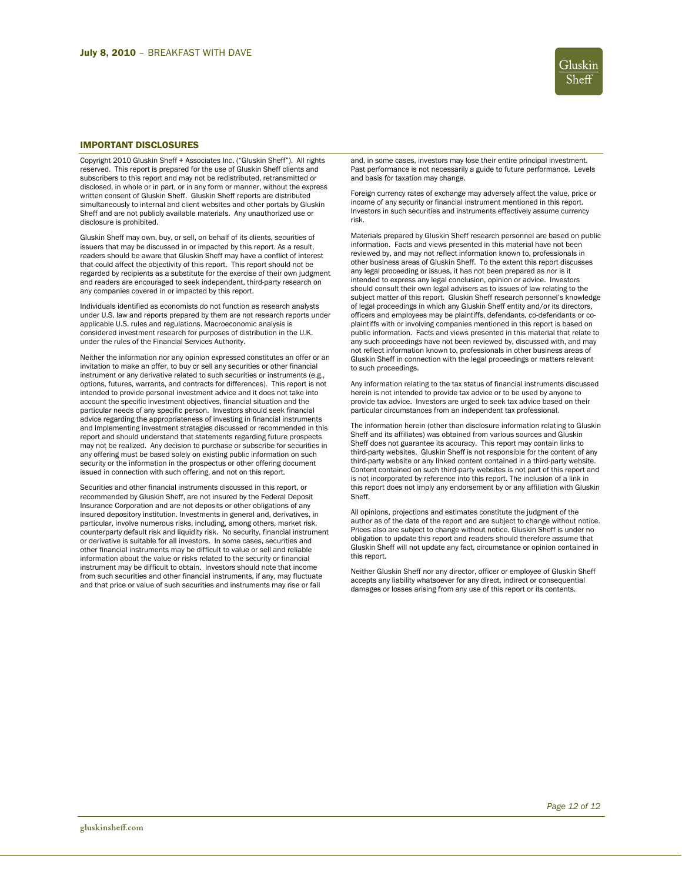## IMPORTANT DISCLOSURES

Copyright 2010 Gluskin Sheff + Associates Inc. ("Gluskin Sheff"). All rights reserved. This report is prepared for the use of Gluskin Sheff clients and subscribers to this report and may not be redistributed, retransmitted or disclosed, in whole or in part, or in any form or manner, without the express written consent of Gluskin Sheff. Gluskin Sheff reports are distributed simultaneously to internal and client websites and other portals by Gluskin Sheff and are not publicly available materials. Any unauthorized use or disclosure is prohibited.

Gluskin Sheff may own, buy, or sell, on behalf of its clients, securities of issuers that may be discussed in or impacted by this report. As a result, readers should be aware that Gluskin Sheff may have a conflict of interest that could affect the objectivity of this report. This report should not be regarded by recipients as a substitute for the exercise of their own judgment and readers are encouraged to seek independent, third-party research on any companies covered in or impacted by this report.

Individuals identified as economists do not function as research analysts under U.S. law and reports prepared by them are not research reports under applicable U.S. rules and regulations. Macroeconomic analysis is considered investment research for purposes of distribution in the U.K. under the rules of the Financial Services Authority.

Neither the information nor any opinion expressed constitutes an offer or an invitation to make an offer, to buy or sell any securities or other financial instrument or any derivative related to such securities or instruments (e.g., options, futures, warrants, and contracts for differences). This report is not intended to provide personal investment advice and it does not take into account the specific investment objectives, financial situation and the particular needs of any specific person. Investors should seek financial advice regarding the appropriateness of investing in financial instruments and implementing investment strategies discussed or recommended in this report and should understand that statements regarding future prospects may not be realized. Any decision to purchase or subscribe for securities in any offering must be based solely on existing public information on such security or the information in the prospectus or other offering document issued in connection with such offering, and not on this report.

Securities and other financial instruments discussed in this report, or recommended by Gluskin Sheff, are not insured by the Federal Deposit Insurance Corporation and are not deposits or other obligations of any insured depository institution. Investments in general and, derivatives, in particular, involve numerous risks, including, among others, market risk, counterparty default risk and liquidity risk. No security, financial instrument or derivative is suitable for all investors. In some cases, securities and other financial instruments may be difficult to value or sell and reliable information about the value or risks related to the security or financial instrument may be difficult to obtain. Investors should note that income from such securities and other financial instruments, if any, may fluctuate and that price or value of such securities and instruments may rise or fall and, in some cases, investors may lose their entire principal investment. Past performance is not necessarily a guide to future performance. Levels and basis for taxation may change.

Foreign currency rates of exchange may adversely affect the value, price or income of any security or financial instrument mentioned in this report. Investors in such securities and instruments effectively assume currency risk.

Materials prepared by Gluskin Sheff research personnel are based on public information. Facts and views presented in this material have not been reviewed by, and may not reflect information known to, professionals in other business areas of Gluskin Sheff. To the extent this report discusses any legal proceeding or issues, it has not been prepared as nor is it intended to express any legal conclusion, opinion or advice. Investors should consult their own legal advisers as to issues of law relating to the subject matter of this report. Gluskin Sheff research personnel's knowledge of legal proceedings in which any Gluskin Sheff entity and/or its directors, officers and employees may be plaintiffs, defendants, co-defendants or co-plaintiffs with or involving companies mentioned in this report is based on public information. Facts and views presented in this material that relate to any such proceedings have not been reviewed by, discussed with, and may not reflect information known to, professionals in other business areas of Gluskin Sheff in connection with the legal proceedings or matters relevant to such proceedings.

Any information relating to the tax status of financial instruments discussed herein is not intended to provide tax advice or to be used by anyone to provide tax advice. Investors are urged to seek tax advice based on their particular circumstances from an independent tax professional.

The information herein (other than disclosure information relating to Gluskin Sheff and its affiliates) was obtained from various sources and Gluskin Sheff does not guarantee its accuracy. This report may contain links to third-party websites. Gluskin Sheff is not responsible for the content of any third-party website or any linked content contained in a third-party website. Content contained on such third-party websites is not part of this report and is not incorporated by reference into this report. The inclusion of a link in this report does not imply any endorsement by or any affiliation with Gluskin Sheff.

All opinions, projections and estimates constitute the judgment of the author as of the date of the report and are subject to change without notice. Prices also are subject to change without notice. Gluskin Sheff is under no obligation to update this report and readers should therefore assume that Gluskin Sheff will not update any fact, circumstance or opinion contained in this report.

Neither Gluskin Sheff nor any director, officer or employee of Gluskin Sheff accepts any liability whatsoever for any direct, indirect or consequential damages or losses arising from any use of this report or its contents.